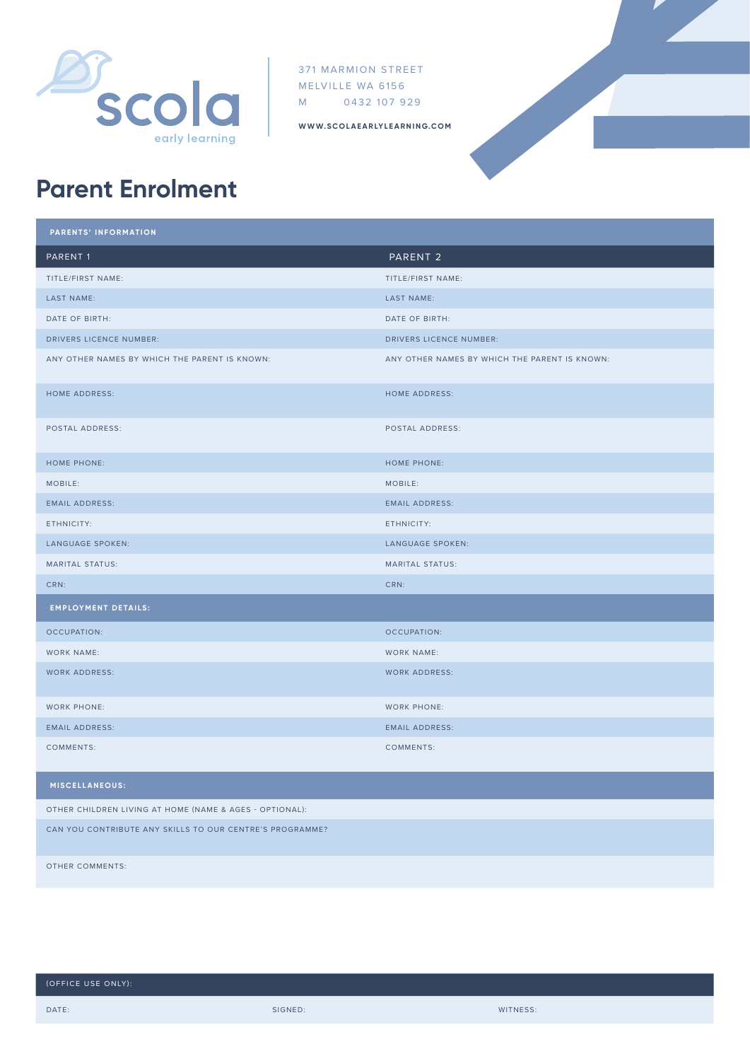scola
early learning

371 MARMION STREET
MELVILLE WA 6156
M 0432 107 929

WWW.SCOLAEARLYLEARNING.COM

# Parent Enrolment

| PARENTS' INFORMATION | |
|---|---|
| PARENT 1 | PARENT 2 |
| TITLE/FIRST NAME: | TITLE/FIRST NAME: |
| LAST NAME: | LAST NAME: |
| DATE OF BIRTH: | DATE OF BIRTH: |
| DRIVERS LICENCE NUMBER: | DRIVERS LICENCE NUMBER: |
| ANY OTHER NAMES BY WHICH THE PARENT IS KNOWN: | ANY OTHER NAMES BY WHICH THE PARENT IS KNOWN: |
| HOME ADDRESS: | HOME ADDRESS: |
| POSTAL ADDRESS: | POSTAL ADDRESS: |
| HOME PHONE: | HOME PHONE: |
| MOBILE: | MOBILE: |
| EMAIL ADDRESS: | EMAIL ADDRESS: |
| ETHNICITY: | ETHNICITY: |
| LANGUAGE SPOKEN: | LANGUAGE SPOKEN: |
| MARITAL STATUS: | MARITAL STATUS: |
| CRN: | CRN: |
| **EMPLOYMENT DETAILS:** | |
| OCCUPATION: | OCCUPATION: |
| WORK NAME: | WORK NAME: |
| WORK ADDRESS: | WORK ADDRESS: |
| WORK PHONE: | WORK PHONE: |
| EMAIL ADDRESS: | EMAIL ADDRESS: |
| COMMENTS: | COMMENTS: |

| MISCELLANEOUS: |
|---|
| OTHER CHILDREN LIVING AT HOME (NAME & AGES - OPTIONAL): |
| CAN YOU CONTRIBUTE ANY SKILLS TO OUR CENTRE'S PROGRAMME? |
| OTHER COMMENTS: |

| (OFFICE USE ONLY): | | |
|---|---|---|
| DATE: | SIGNED: | WITNESS: |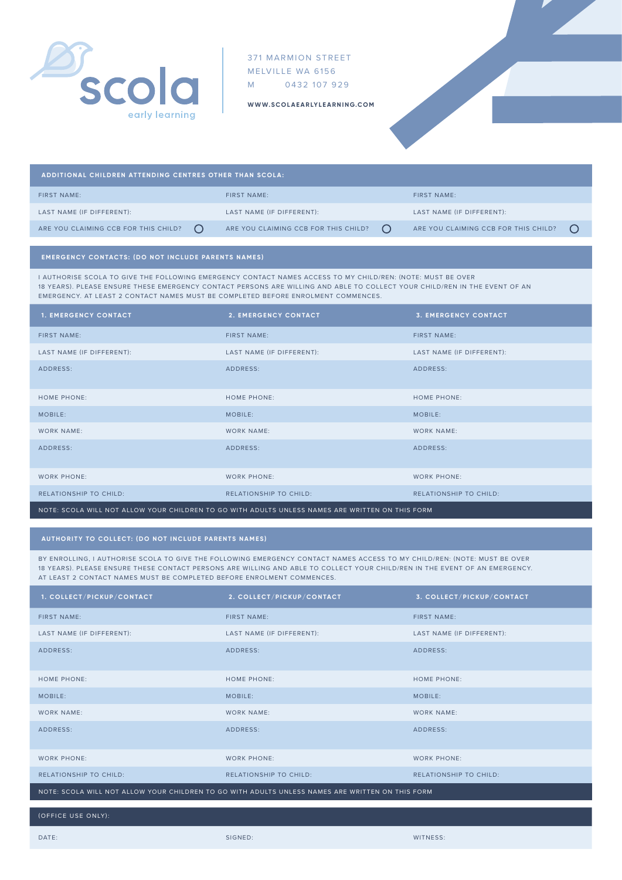scola
early learning

371 MARMION STREET
MELVILLE WA 6156
M 0432 107 929

WWW.SCOLAEARLYLEARNING.COM

## ADDITIONAL CHILDREN ATTENDING CENTRES OTHER THAN SCOLA:

| | | |
|---|---|---|
| FIRST NAME: | FIRST NAME: | FIRST NAME: |
| LAST NAME (IF DIFFERENT): | LAST NAME (IF DIFFERENT): | LAST NAME (IF DIFFERENT): |
| ARE YOU CLAIMING CCB FOR THIS CHILD? ○ | ARE YOU CLAIMING CCB FOR THIS CHILD? ○ | ARE YOU CLAIMING CCB FOR THIS CHILD? ○ |

## EMERGENCY CONTACTS: (DO NOT INCLUDE PARENTS NAMES)

I AUTHORISE SCOLA TO GIVE THE FOLLOWING EMERGENCY CONTACT NAMES ACCESS TO MY CHILD/REN: (NOTE: MUST BE OVER 18 YEARS). PLEASE ENSURE THESE EMERGENCY CONTACT PERSONS ARE WILLING AND ABLE TO COLLECT YOUR CHILD/REN IN THE EVENT OF AN EMERGENCY. AT LEAST 2 CONTACT NAMES MUST BE COMPLETED BEFORE ENROLMENT COMMENCES.

| 1. EMERGENCY CONTACT | 2. EMERGENCY CONTACT | 3. EMERGENCY CONTACT |
|---|---|---|
| FIRST NAME: | FIRST NAME: | FIRST NAME: |
| LAST NAME (IF DIFFERENT): | LAST NAME (IF DIFFERENT): | LAST NAME (IF DIFFERENT): |
| ADDRESS: | ADDRESS: | ADDRESS: |
| HOME PHONE: | HOME PHONE: | HOME PHONE: |
| MOBILE: | MOBILE: | MOBILE: |
| WORK NAME: | WORK NAME: | WORK NAME: |
| ADDRESS: | ADDRESS: | ADDRESS: |
| WORK PHONE: | WORK PHONE: | WORK PHONE: |
| RELATIONSHIP TO CHILD: | RELATIONSHIP TO CHILD: | RELATIONSHIP TO CHILD: |

NOTE: SCOLA WILL NOT ALLOW YOUR CHILDREN TO GO WITH ADULTS UNLESS NAMES ARE WRITTEN ON THIS FORM

## AUTHORITY TO COLLECT: (DO NOT INCLUDE PARENTS NAMES)

BY ENROLLING, I AUTHORISE SCOLA TO GIVE THE FOLLOWING EMERGENCY CONTACT NAMES ACCESS TO MY CHILD/REN: (NOTE: MUST BE OVER 18 YEARS). PLEASE ENSURE THESE CONTACT PERSONS ARE WILLING AND ABLE TO COLLECT YOUR CHILD/REN IN THE EVENT OF AN EMERGENCY. AT LEAST 2 CONTACT NAMES MUST BE COMPLETED BEFORE ENROLMENT COMMENCES.

| 1. COLLECT/PICKUP/CONTACT | 2. COLLECT/PICKUP/CONTACT | 3. COLLECT/PICKUP/CONTACT |
|---|---|---|
| FIRST NAME: | FIRST NAME: | FIRST NAME: |
| LAST NAME (IF DIFFERENT): | LAST NAME (IF DIFFERENT): | LAST NAME (IF DIFFERENT): |
| ADDRESS: | ADDRESS: | ADDRESS: |
| HOME PHONE: | HOME PHONE: | HOME PHONE: |
| MOBILE: | MOBILE: | MOBILE: |
| WORK NAME: | WORK NAME: | WORK NAME: |
| ADDRESS: | ADDRESS: | ADDRESS: |
| WORK PHONE: | WORK PHONE: | WORK PHONE: |
| RELATIONSHIP TO CHILD: | RELATIONSHIP TO CHILD: | RELATIONSHIP TO CHILD: |

NOTE: SCOLA WILL NOT ALLOW YOUR CHILDREN TO GO WITH ADULTS UNLESS NAMES ARE WRITTEN ON THIS FORM

(OFFICE USE ONLY):

| | | |
|---|---|---|
| DATE: | SIGNED: | WITNESS: |